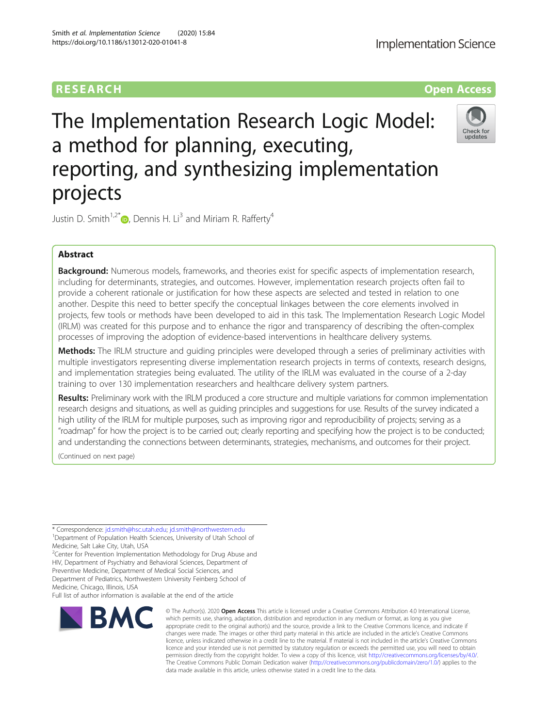RESEARCH

Open Access

# The Implementation Research Logic Model: a method for planning, executing, reporting, and synthesizing implementation projects

Justin D. Smith[1,2*], Dennis H. Li[3] and Miriam R. Rafferty[4]

## Abstract

**Background:** Numerous models, frameworks, and theories exist for specific aspects of implementation research, including for determinants, strategies, and outcomes. However, implementation research projects often fail to provide a coherent rationale or justification for how these aspects are selected and tested in relation to one another. Despite this need to better specify the conceptual linkages between the core elements involved in projects, few tools or methods have been developed to aid in this task. The Implementation Research Logic Model (IRLM) was created for this purpose and to enhance the rigor and transparency of describing the often-complex processes of improving the adoption of evidence-based interventions in healthcare delivery systems.

**Methods:** The IRLM structure and guiding principles were developed through a series of preliminary activities with multiple investigators representing diverse implementation research projects in terms of contexts, research designs, and implementation strategies being evaluated. The utility of the IRLM was evaluated in the course of a 2-day training to over 130 implementation researchers and healthcare delivery system partners.

**Results:** Preliminary work with the IRLM produced a core structure and multiple variations for common implementation research designs and situations, as well as guiding principles and suggestions for use. Results of the survey indicated a high utility of the IRLM for multiple purposes, such as improving rigor and reproducibility of projects; serving as a "roadmap" for how the project is to be carried out; clearly reporting and specifying how the project is to be conducted; and understanding the connections between determinants, strategies, mechanisms, and outcomes for their project.

(Continued on next page)

\* Correspondence: jd.smith@hsc.utah.edu; jd.smith@northwestern.edu
[1]Department of Population Health Sciences, University of Utah School of Medicine, Salt Lake City, Utah, USA
[2]Center for Prevention Implementation Methodology for Drug Abuse and HIV, Department of Psychiatry and Behavioral Sciences, Department of Preventive Medicine, Department of Medical Social Sciences, and Department of Pediatrics, Northwestern University Feinberg School of Medicine, Chicago, Illinois, USA
Full list of author information is available at the end of the article

© The Author(s). 2020 **Open Access** This article is licensed under a Creative Commons Attribution 4.0 International License, which permits use, sharing, adaptation, distribution and reproduction in any medium or format, as long as you give appropriate credit to the original author(s) and the source, provide a link to the Creative Commons licence, and indicate if changes were made. The images or other third party material in this article are included in the article's Creative Commons licence, unless indicated otherwise in a credit line to the material. If material is not included in the article's Creative Commons licence and your intended use is not permitted by statutory regulation or exceeds the permitted use, you will need to obtain permission directly from the copyright holder. To view a copy of this licence, visit http://creativecommons.org/licenses/by/4.0/. The Creative Commons Public Domain Dedication waiver (http://creativecommons.org/publicdomain/zero/1.0/) applies to the data made available in this article, unless otherwise stated in a credit line to the data.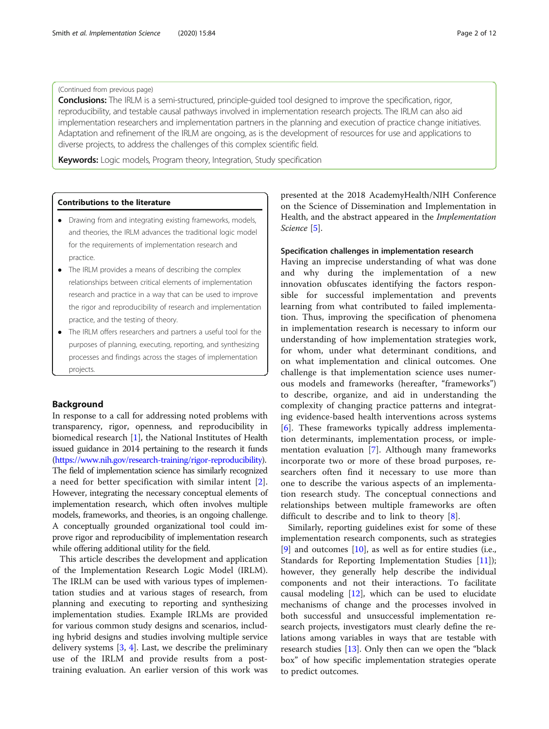(Continued from previous page)

**Conclusions:** The IRLM is a semi-structured, principle-guided tool designed to improve the specification, rigor, reproducibility, and testable causal pathways involved in implementation research projects. The IRLM can also aid implementation researchers and implementation partners in the planning and execution of practice change initiatives. Adaptation and refinement of the IRLM are ongoing, as is the development of resources for use and applications to diverse projects, to address the challenges of this complex scientific field.

**Keywords:** Logic models, Program theory, Integration, Study specification

**Contributions to the literature**

- Drawing from and integrating existing frameworks, models, and theories, the IRLM advances the traditional logic model for the requirements of implementation research and practice.
- The IRLM provides a means of describing the complex relationships between critical elements of implementation research and practice in a way that can be used to improve the rigor and reproducibility of research and implementation practice, and the testing of theory.
- The IRLM offers researchers and partners a useful tool for the purposes of planning, executing, reporting, and synthesizing processes and findings across the stages of implementation projects.

## Background

In response to a call for addressing noted problems with transparency, rigor, openness, and reproducibility in biomedical research [1], the National Institutes of Health issued guidance in 2014 pertaining to the research it funds (https://www.nih.gov/research-training/rigor-reproducibility). The field of implementation science has similarly recognized a need for better specification with similar intent [2]. However, integrating the necessary conceptual elements of implementation research, which often involves multiple models, frameworks, and theories, is an ongoing challenge. A conceptually grounded organizational tool could improve rigor and reproducibility of implementation research while offering additional utility for the field.

This article describes the development and application of the Implementation Research Logic Model (IRLM). The IRLM can be used with various types of implementation studies and at various stages of research, from planning and executing to reporting and synthesizing implementation studies. Example IRLMs are provided for various common study designs and scenarios, including hybrid designs and studies involving multiple service delivery systems [3, 4]. Last, we describe the preliminary use of the IRLM and provide results from a post-training evaluation. An earlier version of this work was presented at the 2018 AcademyHealth/NIH Conference on the Science of Dissemination and Implementation in Health, and the abstract appeared in the *Implementation Science* [5].

### Specification challenges in implementation research

Having an imprecise understanding of what was done and why during the implementation of a new innovation obfuscates identifying the factors responsible for successful implementation and prevents learning from what contributed to failed implementation. Thus, improving the specification of phenomena in implementation research is necessary to inform our understanding of how implementation strategies work, for whom, under what determinant conditions, and on what implementation and clinical outcomes. One challenge is that implementation science uses numerous models and frameworks (hereafter, "frameworks") to describe, organize, and aid in understanding the complexity of changing practice patterns and integrating evidence-based health interventions across systems [6]. These frameworks typically address implementation determinants, implementation process, or implementation evaluation [7]. Although many frameworks incorporate two or more of these broad purposes, researchers often find it necessary to use more than one to describe the various aspects of an implementation research study. The conceptual connections and relationships between multiple frameworks are often difficult to describe and to link to theory [8].

Similarly, reporting guidelines exist for some of these implementation research components, such as strategies [9] and outcomes [10], as well as for entire studies (i.e., Standards for Reporting Implementation Studies [11]); however, they generally help describe the individual components and not their interactions. To facilitate causal modeling [12], which can be used to elucidate mechanisms of change and the processes involved in both successful and unsuccessful implementation research projects, investigators must clearly define the relations among variables in ways that are testable with research studies [13]. Only then can we open the "black box" of how specific implementation strategies operate to predict outcomes.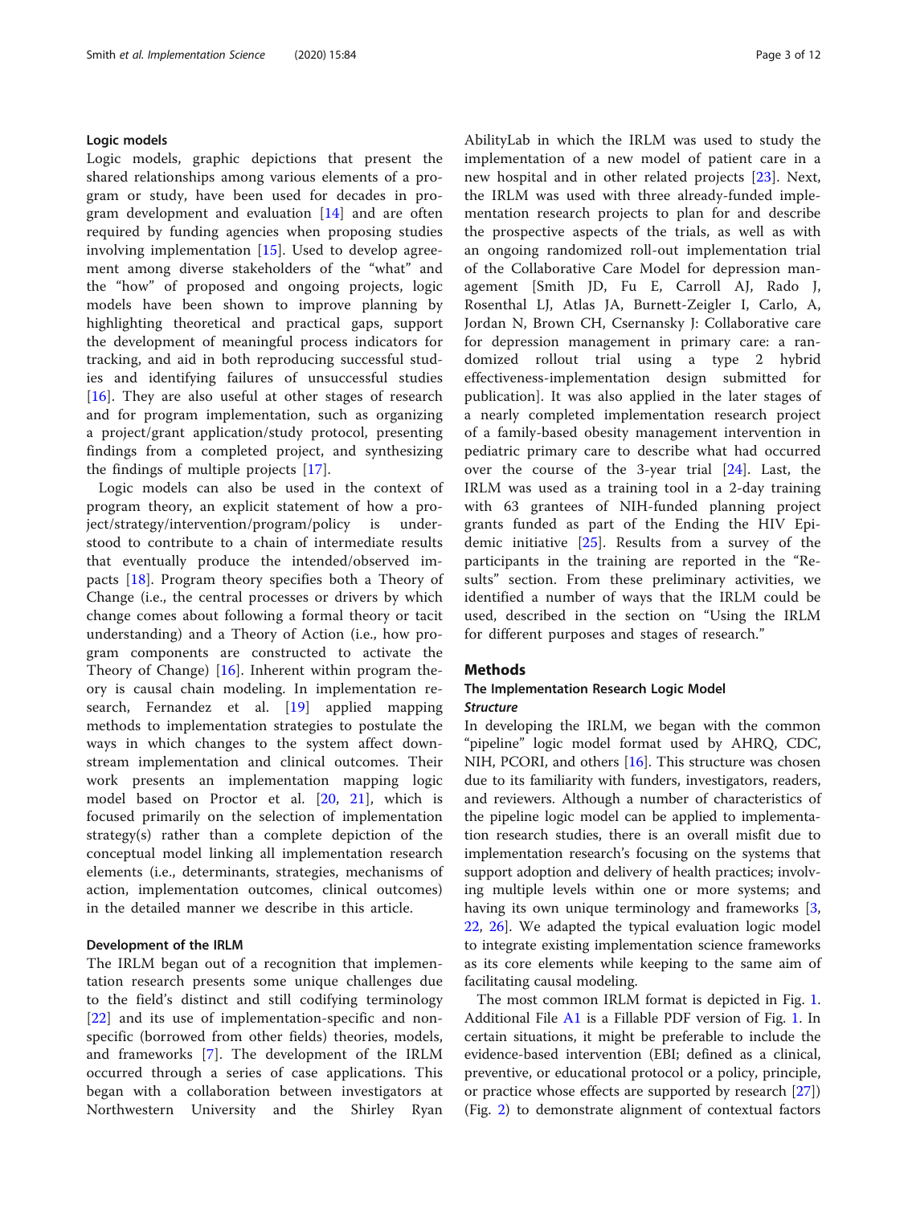### Logic models

Logic models, graphic depictions that present the shared relationships among various elements of a program or study, have been used for decades in program development and evaluation [14] and are often required by funding agencies when proposing studies involving implementation [15]. Used to develop agreement among diverse stakeholders of the "what" and the "how" of proposed and ongoing projects, logic models have been shown to improve planning by highlighting theoretical and practical gaps, support the development of meaningful process indicators for tracking, and aid in both reproducing successful studies and identifying failures of unsuccessful studies [16]. They are also useful at other stages of research and for program implementation, such as organizing a project/grant application/study protocol, presenting findings from a completed project, and synthesizing the findings of multiple projects [17].

Logic models can also be used in the context of program theory, an explicit statement of how a project/strategy/intervention/program/policy is understood to contribute to a chain of intermediate results that eventually produce the intended/observed impacts [18]. Program theory specifies both a Theory of Change (i.e., the central processes or drivers by which change comes about following a formal theory or tacit understanding) and a Theory of Action (i.e., how program components are constructed to activate the Theory of Change) [16]. Inherent within program theory is causal chain modeling. In implementation research, Fernandez et al. [19] applied mapping methods to implementation strategies to postulate the ways in which changes to the system affect downstream implementation and clinical outcomes. Their work presents an implementation mapping logic model based on Proctor et al. [20, 21], which is focused primarily on the selection of implementation strategy(s) rather than a complete depiction of the conceptual model linking all implementation research elements (i.e., determinants, strategies, mechanisms of action, implementation outcomes, clinical outcomes) in the detailed manner we describe in this article.

### Development of the IRLM

The IRLM began out of a recognition that implementation research presents some unique challenges due to the field's distinct and still codifying terminology [22] and its use of implementation-specific and non-specific (borrowed from other fields) theories, models, and frameworks [7]. The development of the IRLM occurred through a series of case applications. This began with a collaboration between investigators at Northwestern University and the Shirley Ryan AbilityLab in which the IRLM was used to study the implementation of a new model of patient care in a new hospital and in other related projects [23]. Next, the IRLM was used with three already-funded implementation research projects to plan for and describe the prospective aspects of the trials, as well as with an ongoing randomized roll-out implementation trial of the Collaborative Care Model for depression management [Smith JD, Fu E, Carroll AJ, Rado J, Rosenthal LJ, Atlas JA, Burnett-Zeigler I, Carlo, A, Jordan N, Brown CH, Csernansky J: Collaborative care for depression management in primary care: a randomized rollout trial using a type 2 hybrid effectiveness-implementation design submitted for publication]. It was also applied in the later stages of a nearly completed implementation research project of a family-based obesity management intervention in pediatric primary care to describe what had occurred over the course of the 3-year trial [24]. Last, the IRLM was used as a training tool in a 2-day training with 63 grantees of NIH-funded planning project grants funded as part of the Ending the HIV Epidemic initiative [25]. Results from a survey of the participants in the training are reported in the "Results" section. From these preliminary activities, we identified a number of ways that the IRLM could be used, described in the section on "Using the IRLM for different purposes and stages of research."

## Methods

### The Implementation Research Logic Model

#### *Structure*

In developing the IRLM, we began with the common "pipeline" logic model format used by AHRQ, CDC, NIH, PCORI, and others [16]. This structure was chosen due to its familiarity with funders, investigators, readers, and reviewers. Although a number of characteristics of the pipeline logic model can be applied to implementation research studies, there is an overall misfit due to implementation research's focusing on the systems that support adoption and delivery of health practices; involving multiple levels within one or more systems; and having its own unique terminology and frameworks [3, 22, 26]. We adapted the typical evaluation logic model to integrate existing implementation science frameworks as its core elements while keeping to the same aim of facilitating causal modeling.

The most common IRLM format is depicted in Fig. 1. Additional File A1 is a Fillable PDF version of Fig. 1. In certain situations, it might be preferable to include the evidence-based intervention (EBI; defined as a clinical, preventive, or educational protocol or a policy, principle, or practice whose effects are supported by research [27]) (Fig. 2) to demonstrate alignment of contextual factors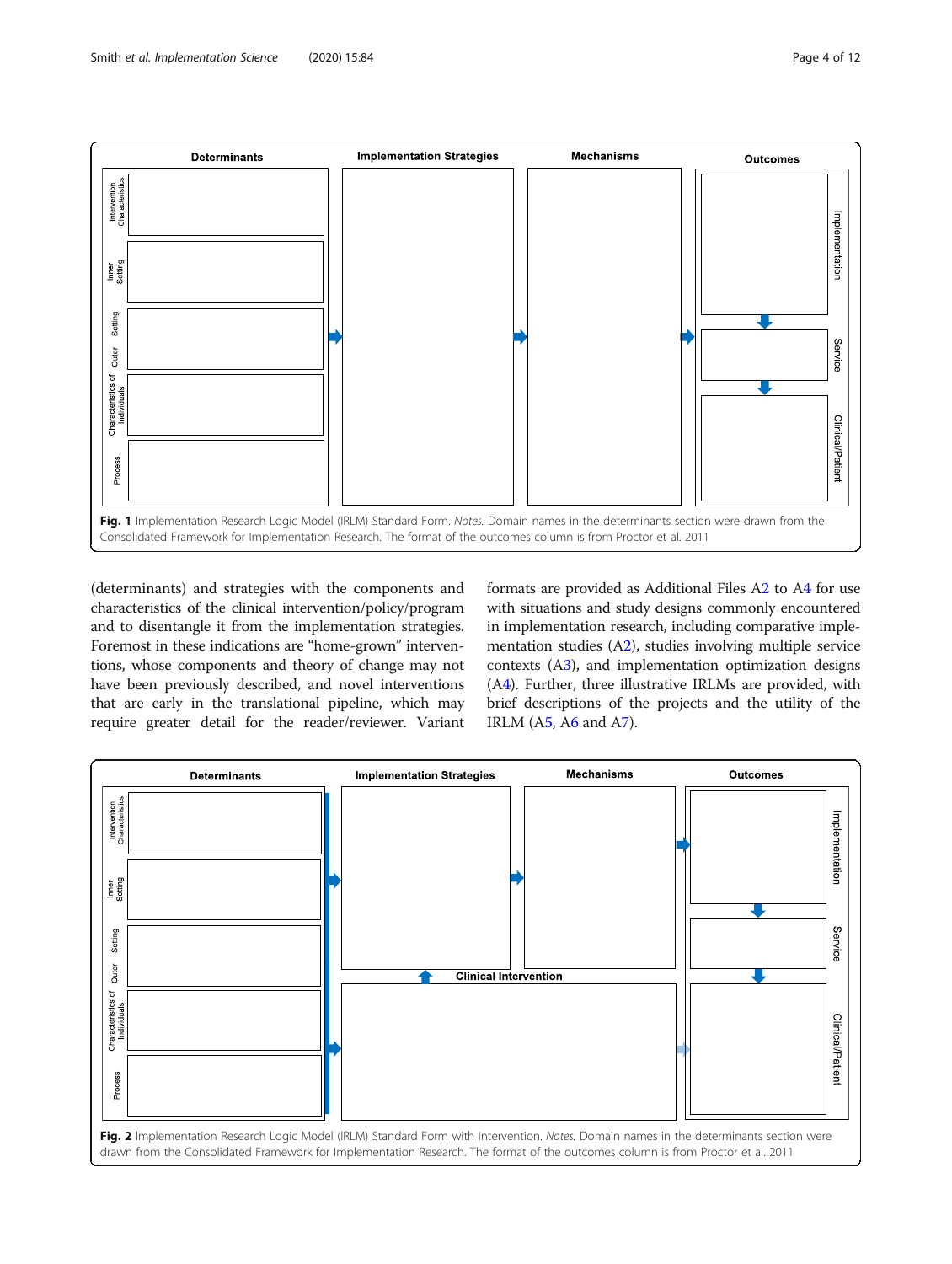**Determinants** | **Implementation Strategies** | **Mechanisms** | **Outcomes**

Determinants: Intervention Characteristics; Inner Setting; Outer Setting; Characteristics of Individuals; Process

Outcomes: Implementation; Service; Clinical/Patient

**Fig. 1** Implementation Research Logic Model (IRLM) Standard Form. *Notes.* Domain names in the determinants section were drawn from the Consolidated Framework for Implementation Research. The format of the outcomes column is from Proctor et al. 2011

(determinants) and strategies with the components and characteristics of the clinical intervention/policy/program and to disentangle it from the implementation strategies. Foremost in these indications are "home-grown" interventions, whose components and theory of change may not have been previously described, and novel interventions that are early in the translational pipeline, which may require greater detail for the reader/reviewer. Variant formats are provided as Additional Files A2 to A4 for use with situations and study designs commonly encountered in implementation research, including comparative implementation studies (A2), studies involving multiple service contexts (A3), and implementation optimization designs (A4). Further, three illustrative IRLMs are provided, with brief descriptions of the projects and the utility of the IRLM (A5, A6 and A7).

**Determinants** | **Implementation Strategies** | **Mechanisms** | **Outcomes** | **Clinical Intervention**

Determinants: Intervention Characteristics; Inner Setting; Outer Setting; Characteristics of Individuals; Process

Outcomes: Implementation; Service; Clinical/Patient

**Fig. 2** Implementation Research Logic Model (IRLM) Standard Form with Intervention. *Notes.* Domain names in the determinants section were drawn from the Consolidated Framework for Implementation Research. The format of the outcomes column is from Proctor et al. 2011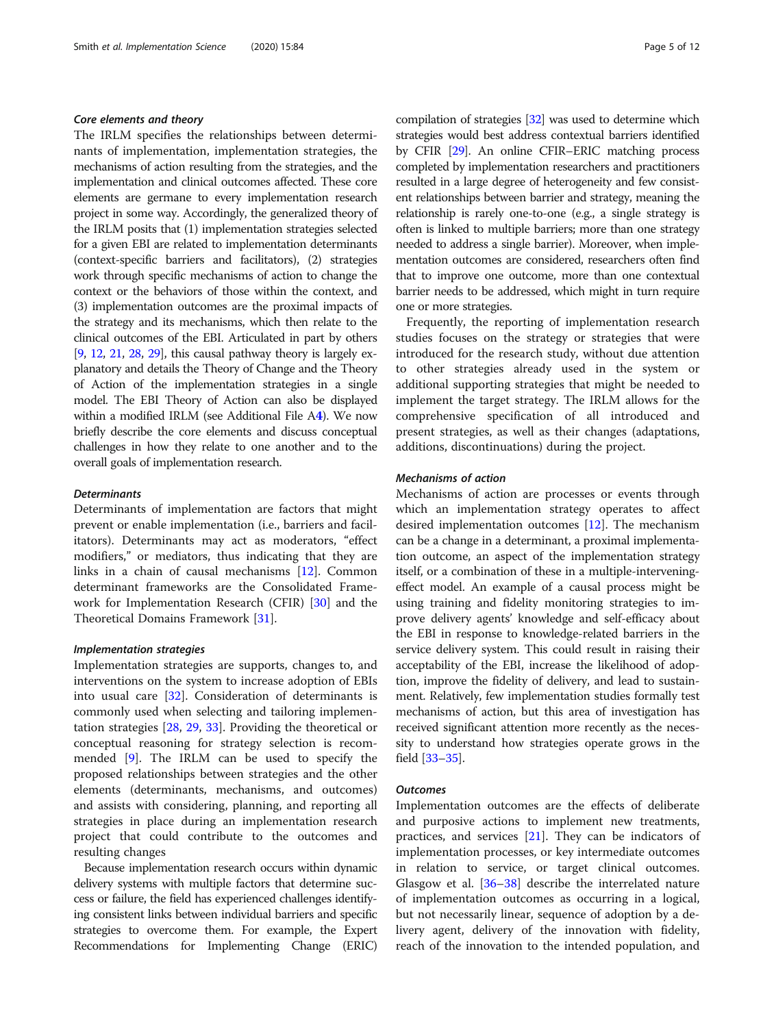### *Core elements and theory*

The IRLM specifies the relationships between determinants of implementation, implementation strategies, the mechanisms of action resulting from the strategies, and the implementation and clinical outcomes affected. These core elements are germane to every implementation research project in some way. Accordingly, the generalized theory of the IRLM posits that (1) implementation strategies selected for a given EBI are related to implementation determinants (context-specific barriers and facilitators), (2) strategies work through specific mechanisms of action to change the context or the behaviors of those within the context, and (3) implementation outcomes are the proximal impacts of the strategy and its mechanisms, which then relate to the clinical outcomes of the EBI. Articulated in part by others [9, 12, 21, 28, 29], this causal pathway theory is largely explanatory and details the Theory of Change and the Theory of Action of the implementation strategies in a single model. The EBI Theory of Action can also be displayed within a modified IRLM (see Additional File A4). We now briefly describe the core elements and discuss conceptual challenges in how they relate to one another and to the overall goals of implementation research.

#### *Determinants*

Determinants of implementation are factors that might prevent or enable implementation (i.e., barriers and facilitators). Determinants may act as moderators, "effect modifiers," or mediators, thus indicating that they are links in a chain of causal mechanisms [12]. Common determinant frameworks are the Consolidated Framework for Implementation Research (CFIR) [30] and the Theoretical Domains Framework [31].

#### *Implementation strategies*

Implementation strategies are supports, changes to, and interventions on the system to increase adoption of EBIs into usual care [32]. Consideration of determinants is commonly used when selecting and tailoring implementation strategies [28, 29, 33]. Providing the theoretical or conceptual reasoning for strategy selection is recommended [9]. The IRLM can be used to specify the proposed relationships between strategies and the other elements (determinants, mechanisms, and outcomes) and assists with considering, planning, and reporting all strategies in place during an implementation research project that could contribute to the outcomes and resulting changes

Because implementation research occurs within dynamic delivery systems with multiple factors that determine success or failure, the field has experienced challenges identifying consistent links between individual barriers and specific strategies to overcome them. For example, the Expert Recommendations for Implementing Change (ERIC) compilation of strategies [32] was used to determine which strategies would best address contextual barriers identified by CFIR [29]. An online CFIR–ERIC matching process completed by implementation researchers and practitioners resulted in a large degree of heterogeneity and few consistent relationships between barrier and strategy, meaning the relationship is rarely one-to-one (e.g., a single strategy is often is linked to multiple barriers; more than one strategy needed to address a single barrier). Moreover, when implementation outcomes are considered, researchers often find that to improve one outcome, more than one contextual barrier needs to be addressed, which might in turn require one or more strategies.

Frequently, the reporting of implementation research studies focuses on the strategy or strategies that were introduced for the research study, without due attention to other strategies already used in the system or additional supporting strategies that might be needed to implement the target strategy. The IRLM allows for the comprehensive specification of all introduced and present strategies, as well as their changes (adaptations, additions, discontinuations) during the project.

#### *Mechanisms of action*

Mechanisms of action are processes or events through which an implementation strategy operates to affect desired implementation outcomes [12]. The mechanism can be a change in a determinant, a proximal implementation outcome, an aspect of the implementation strategy itself, or a combination of these in a multiple-intervening-effect model. An example of a causal process might be using training and fidelity monitoring strategies to improve delivery agents' knowledge and self-efficacy about the EBI in response to knowledge-related barriers in the service delivery system. This could result in raising their acceptability of the EBI, increase the likelihood of adoption, improve the fidelity of delivery, and lead to sustainment. Relatively, few implementation studies formally test mechanisms of action, but this area of investigation has received significant attention more recently as the necessity to understand how strategies operate grows in the field [33–35].

#### *Outcomes*

Implementation outcomes are the effects of deliberate and purposive actions to implement new treatments, practices, and services [21]. They can be indicators of implementation processes, or key intermediate outcomes in relation to service, or target clinical outcomes. Glasgow et al. [36–38] describe the interrelated nature of implementation outcomes as occurring in a logical, but not necessarily linear, sequence of adoption by a delivery agent, delivery of the innovation with fidelity, reach of the innovation to the intended population, and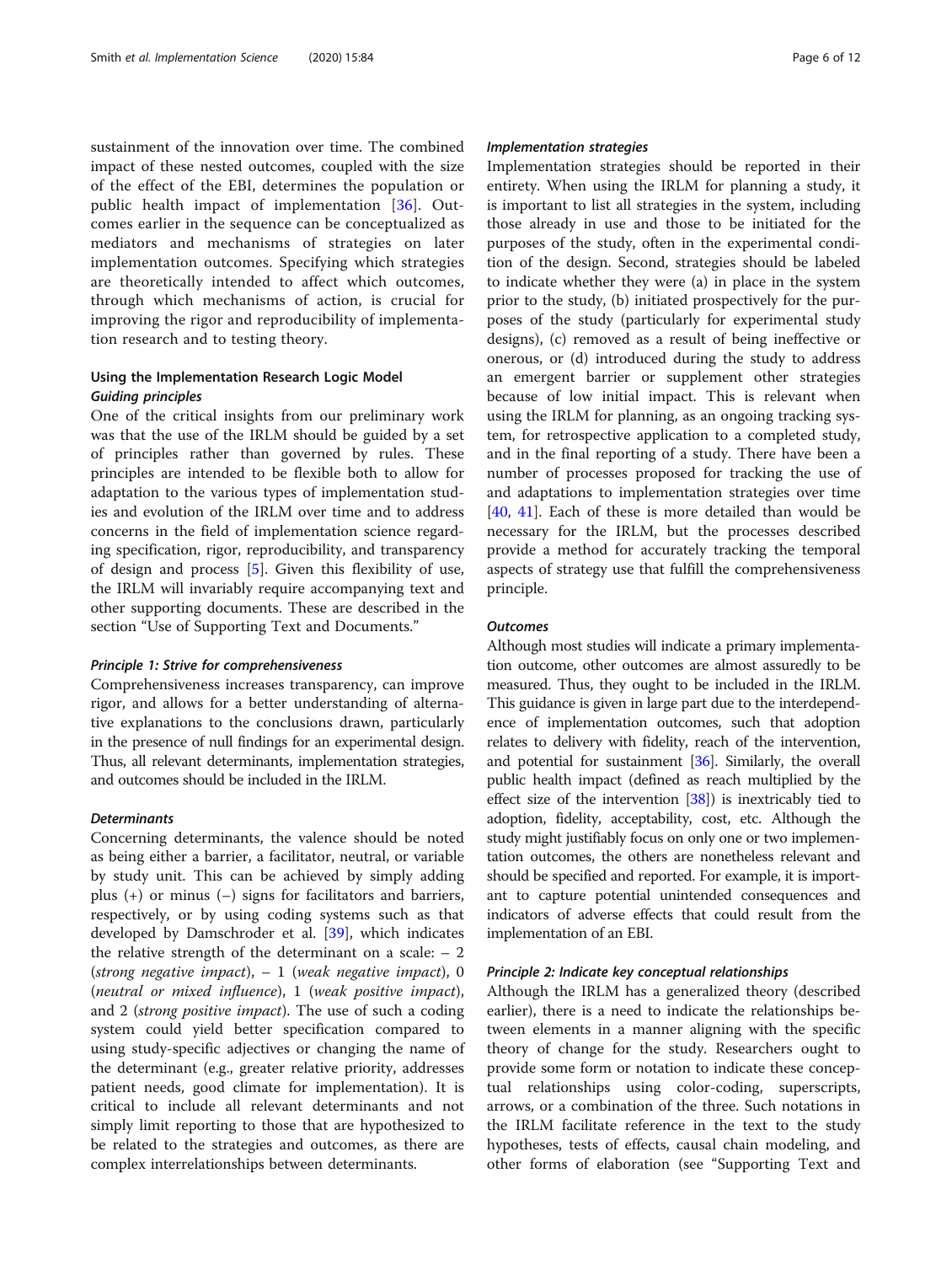sustainment of the innovation over time. The combined impact of these nested outcomes, coupled with the size of the effect of the EBI, determines the population or public health impact of implementation [36]. Outcomes earlier in the sequence can be conceptualized as mediators and mechanisms of strategies on later implementation outcomes. Specifying which strategies are theoretically intended to affect which outcomes, through which mechanisms of action, is crucial for improving the rigor and reproducibility of implementation research and to testing theory.

## Using the Implementation Research Logic Model

### Guiding principles

One of the critical insights from our preliminary work was that the use of the IRLM should be guided by a set of principles rather than governed by rules. These principles are intended to be flexible both to allow for adaptation to the various types of implementation studies and evolution of the IRLM over time and to address concerns in the field of implementation science regarding specification, rigor, reproducibility, and transparency of design and process [5]. Given this flexibility of use, the IRLM will invariably require accompanying text and other supporting documents. These are described in the section "Use of Supporting Text and Documents."

#### Principle 1: Strive for comprehensiveness

Comprehensiveness increases transparency, can improve rigor, and allows for a better understanding of alternative explanations to the conclusions drawn, particularly in the presence of null findings for an experimental design. Thus, all relevant determinants, implementation strategies, and outcomes should be included in the IRLM.

#### Determinants

Concerning determinants, the valence should be noted as being either a barrier, a facilitator, neutral, or variable by study unit. This can be achieved by simply adding plus (+) or minus (−) signs for facilitators and barriers, respectively, or by using coding systems such as that developed by Damschroder et al. [39], which indicates the relative strength of the determinant on a scale: − 2 (*strong negative impact*), − 1 (*weak negative impact*), 0 (*neutral or mixed influence*), 1 (*weak positive impact*), and 2 (*strong positive impact*). The use of such a coding system could yield better specification compared to using study-specific adjectives or changing the name of the determinant (e.g., greater relative priority, addresses patient needs, good climate for implementation). It is critical to include all relevant determinants and not simply limit reporting to those that are hypothesized to be related to the strategies and outcomes, as there are complex interrelationships between determinants.

#### Implementation strategies

Implementation strategies should be reported in their entirety. When using the IRLM for planning a study, it is important to list all strategies in the system, including those already in use and those to be initiated for the purposes of the study, often in the experimental condition of the design. Second, strategies should be labeled to indicate whether they were (a) in place in the system prior to the study, (b) initiated prospectively for the purposes of the study (particularly for experimental study designs), (c) removed as a result of being ineffective or onerous, or (d) introduced during the study to address an emergent barrier or supplement other strategies because of low initial impact. This is relevant when using the IRLM for planning, as an ongoing tracking system, for retrospective application to a completed study, and in the final reporting of a study. There have been a number of processes proposed for tracking the use of and adaptations to implementation strategies over time [40, 41]. Each of these is more detailed than would be necessary for the IRLM, but the processes described provide a method for accurately tracking the temporal aspects of strategy use that fulfill the comprehensiveness principle.

#### Outcomes

Although most studies will indicate a primary implementation outcome, other outcomes are almost assuredly to be measured. Thus, they ought to be included in the IRLM. This guidance is given in large part due to the interdependence of implementation outcomes, such that adoption relates to delivery with fidelity, reach of the intervention, and potential for sustainment [36]. Similarly, the overall public health impact (defined as reach multiplied by the effect size of the intervention [38]) is inextricably tied to adoption, fidelity, acceptability, cost, etc. Although the study might justifiably focus on only one or two implementation outcomes, the others are nonetheless relevant and should be specified and reported. For example, it is important to capture potential unintended consequences and indicators of adverse effects that could result from the implementation of an EBI.

#### Principle 2: Indicate key conceptual relationships

Although the IRLM has a generalized theory (described earlier), there is a need to indicate the relationships between elements in a manner aligning with the specific theory of change for the study. Researchers ought to provide some form or notation to indicate these conceptual relationships using color-coding, superscripts, arrows, or a combination of the three. Such notations in the IRLM facilitate reference in the text to the study hypotheses, tests of effects, causal chain modeling, and other forms of elaboration (see "Supporting Text and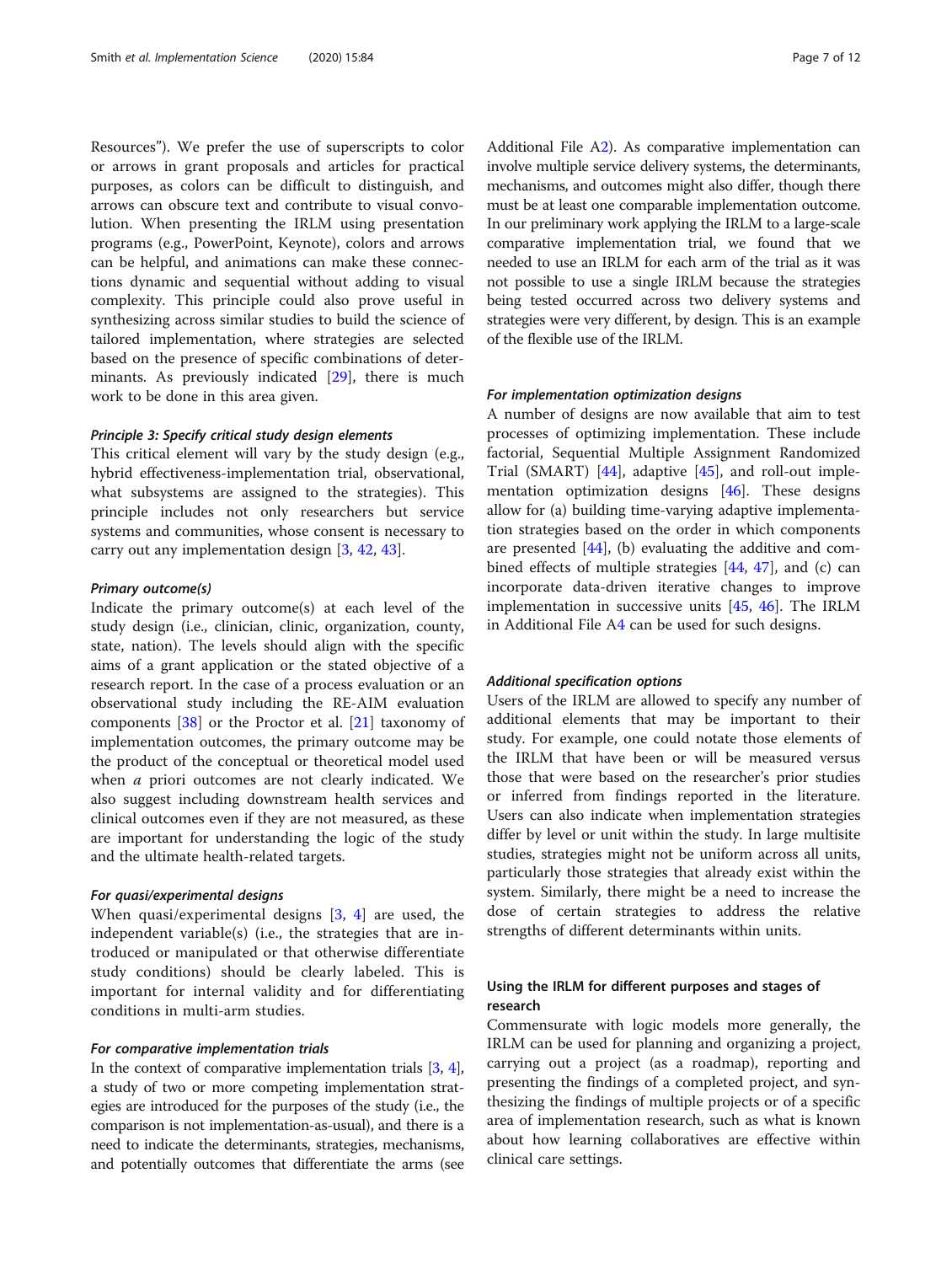Resources"). We prefer the use of superscripts to color or arrows in grant proposals and articles for practical purposes, as colors can be difficult to distinguish, and arrows can obscure text and contribute to visual convolution. When presenting the IRLM using presentation programs (e.g., PowerPoint, Keynote), colors and arrows can be helpful, and animations can make these connections dynamic and sequential without adding to visual complexity. This principle could also prove useful in synthesizing across similar studies to build the science of tailored implementation, where strategies are selected based on the presence of specific combinations of determinants. As previously indicated [29], there is much work to be done in this area given.

#### *Principle 3: Specify critical study design elements*

This critical element will vary by the study design (e.g., hybrid effectiveness-implementation trial, observational, what subsystems are assigned to the strategies). This principle includes not only researchers but service systems and communities, whose consent is necessary to carry out any implementation design [3, 42, 43].

#### *Primary outcome(s)*

Indicate the primary outcome(s) at each level of the study design (i.e., clinician, clinic, organization, county, state, nation). The levels should align with the specific aims of a grant application or the stated objective of a research report. In the case of a process evaluation or an observational study including the RE-AIM evaluation components [38] or the Proctor et al. [21] taxonomy of implementation outcomes, the primary outcome may be the product of the conceptual or theoretical model used when *a* priori outcomes are not clearly indicated. We also suggest including downstream health services and clinical outcomes even if they are not measured, as these are important for understanding the logic of the study and the ultimate health-related targets.

#### *For quasi/experimental designs*

When quasi/experimental designs [3, 4] are used, the independent variable(s) (i.e., the strategies that are introduced or manipulated or that otherwise differentiate study conditions) should be clearly labeled. This is important for internal validity and for differentiating conditions in multi-arm studies.

#### *For comparative implementation trials*

In the context of comparative implementation trials [3, 4], a study of two or more competing implementation strategies are introduced for the purposes of the study (i.e., the comparison is not implementation-as-usual), and there is a need to indicate the determinants, strategies, mechanisms, and potentially outcomes that differentiate the arms (see Additional File A2). As comparative implementation can involve multiple service delivery systems, the determinants, mechanisms, and outcomes might also differ, though there must be at least one comparable implementation outcome. In our preliminary work applying the IRLM to a large-scale comparative implementation trial, we found that we needed to use an IRLM for each arm of the trial as it was not possible to use a single IRLM because the strategies being tested occurred across two delivery systems and strategies were very different, by design. This is an example of the flexible use of the IRLM.

#### *For implementation optimization designs*

A number of designs are now available that aim to test processes of optimizing implementation. These include factorial, Sequential Multiple Assignment Randomized Trial (SMART) [44], adaptive [45], and roll-out implementation optimization designs [46]. These designs allow for (a) building time-varying adaptive implementation strategies based on the order in which components are presented [44], (b) evaluating the additive and combined effects of multiple strategies [44, 47], and (c) can incorporate data-driven iterative changes to improve implementation in successive units [45, 46]. The IRLM in Additional File A4 can be used for such designs.

#### *Additional specification options*

Users of the IRLM are allowed to specify any number of additional elements that may be important to their study. For example, one could notate those elements of the IRLM that have been or will be measured versus those that were based on the researcher's prior studies or inferred from findings reported in the literature. Users can also indicate when implementation strategies differ by level or unit within the study. In large multisite studies, strategies might not be uniform across all units, particularly those strategies that already exist within the system. Similarly, there might be a need to increase the dose of certain strategies to address the relative strengths of different determinants within units.

### Using the IRLM for different purposes and stages of research

Commensurate with logic models more generally, the IRLM can be used for planning and organizing a project, carrying out a project (as a roadmap), reporting and presenting the findings of a completed project, and synthesizing the findings of multiple projects or of a specific area of implementation research, such as what is known about how learning collaboratives are effective within clinical care settings.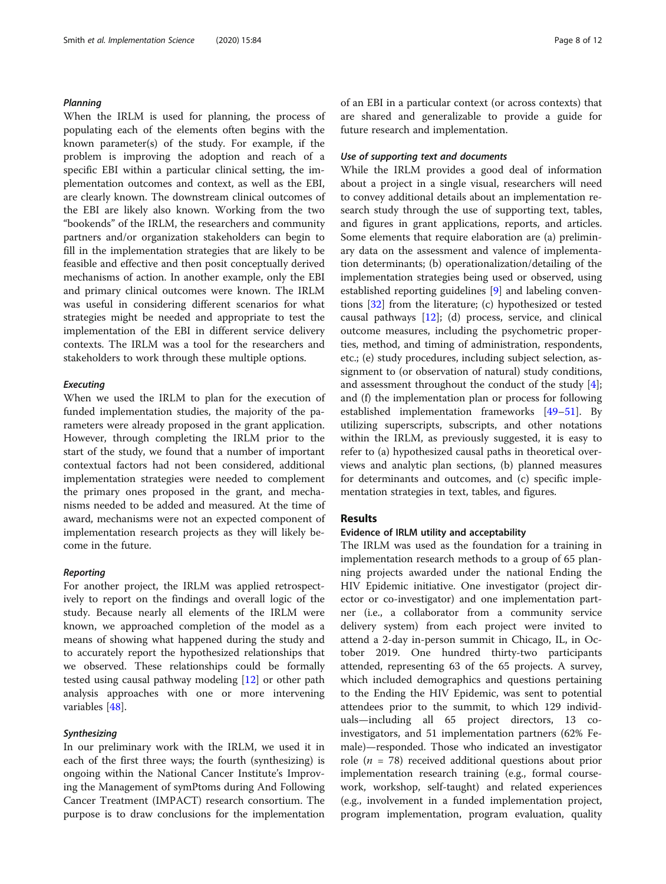#### *Planning*

When the IRLM is used for planning, the process of populating each of the elements often begins with the known parameter(s) of the study. For example, if the problem is improving the adoption and reach of a specific EBI within a particular clinical setting, the implementation outcomes and context, as well as the EBI, are clearly known. The downstream clinical outcomes of the EBI are likely also known. Working from the two "bookends" of the IRLM, the researchers and community partners and/or organization stakeholders can begin to fill in the implementation strategies that are likely to be feasible and effective and then posit conceptually derived mechanisms of action. In another example, only the EBI and primary clinical outcomes were known. The IRLM was useful in considering different scenarios for what strategies might be needed and appropriate to test the implementation of the EBI in different service delivery contexts. The IRLM was a tool for the researchers and stakeholders to work through these multiple options.

#### *Executing*

When we used the IRLM to plan for the execution of funded implementation studies, the majority of the parameters were already proposed in the grant application. However, through completing the IRLM prior to the start of the study, we found that a number of important contextual factors had not been considered, additional implementation strategies were needed to complement the primary ones proposed in the grant, and mechanisms needed to be added and measured. At the time of award, mechanisms were not an expected component of implementation research projects as they will likely become in the future.

#### *Reporting*

For another project, the IRLM was applied retrospectively to report on the findings and overall logic of the study. Because nearly all elements of the IRLM were known, we approached completion of the model as a means of showing what happened during the study and to accurately report the hypothesized relationships that we observed. These relationships could be formally tested using causal pathway modeling [12] or other path analysis approaches with one or more intervening variables [48].

#### *Synthesizing*

In our preliminary work with the IRLM, we used it in each of the first three ways; the fourth (synthesizing) is ongoing within the National Cancer Institute's Improving the Management of symPtoms during And Following Cancer Treatment (IMPACT) research consortium. The purpose is to draw conclusions for the implementation of an EBI in a particular context (or across contexts) that are shared and generalizable to provide a guide for future research and implementation.

#### *Use of supporting text and documents*

While the IRLM provides a good deal of information about a project in a single visual, researchers will need to convey additional details about an implementation research study through the use of supporting text, tables, and figures in grant applications, reports, and articles. Some elements that require elaboration are (a) preliminary data on the assessment and valence of implementation determinants; (b) operationalization/detailing of the implementation strategies being used or observed, using established reporting guidelines [9] and labeling conventions [32] from the literature; (c) hypothesized or tested causal pathways [12]; (d) process, service, and clinical outcome measures, including the psychometric properties, method, and timing of administration, respondents, etc.; (e) study procedures, including subject selection, assignment to (or observation of natural) study conditions, and assessment throughout the conduct of the study [4]; and (f) the implementation plan or process for following established implementation frameworks [49–51]. By utilizing superscripts, subscripts, and other notations within the IRLM, as previously suggested, it is easy to refer to (a) hypothesized causal paths in theoretical overviews and analytic plan sections, (b) planned measures for determinants and outcomes, and (c) specific implementation strategies in text, tables, and figures.

## Results

### Evidence of IRLM utility and acceptability

The IRLM was used as the foundation for a training in implementation research methods to a group of 65 planning projects awarded under the national Ending the HIV Epidemic initiative. One investigator (project director or co-investigator) and one implementation partner (i.e., a collaborator from a community service delivery system) from each project were invited to attend a 2-day in-person summit in Chicago, IL, in October 2019. One hundred thirty-two participants attended, representing 63 of the 65 projects. A survey, which included demographics and questions pertaining to the Ending the HIV Epidemic, was sent to potential attendees prior to the summit, to which 129 individuals—including all 65 project directors, 13 co-investigators, and 51 implementation partners (62% Female)—responded. Those who indicated an investigator role ($n$ = 78) received additional questions about prior implementation research training (e.g., formal coursework, workshop, self-taught) and related experiences (e.g., involvement in a funded implementation project, program implementation, program evaluation, quality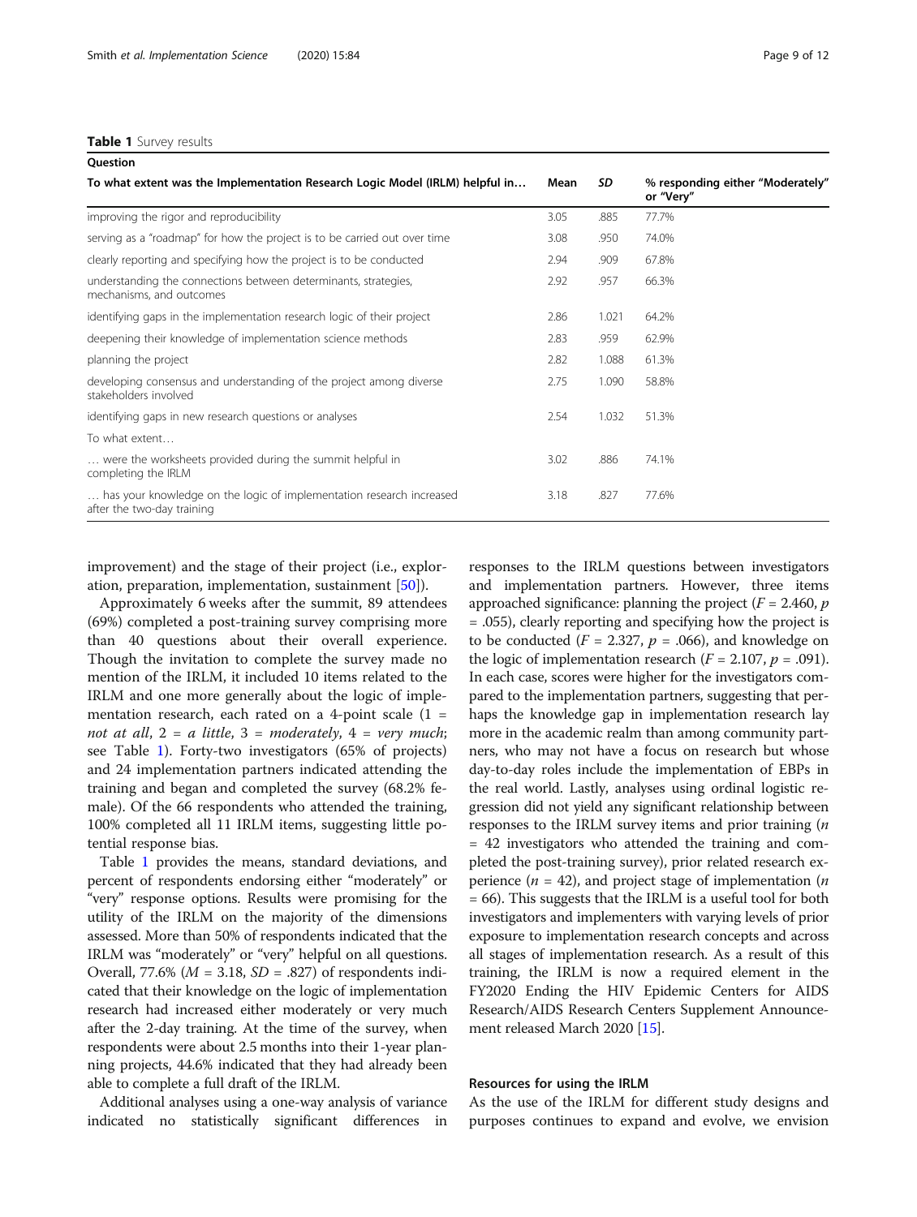**Table 1** Survey results

| Question | | | |
|---|---|---|---|
| To what extent was the Implementation Research Logic Model (IRLM) helpful in… | Mean | SD | % responding either "Moderately" or "Very" |
| improving the rigor and reproducibility | 3.05 | .885 | 77.7% |
| serving as a "roadmap" for how the project is to be carried out over time | 3.08 | .950 | 74.0% |
| clearly reporting and specifying how the project is to be conducted | 2.94 | .909 | 67.8% |
| understanding the connections between determinants, strategies, mechanisms, and outcomes | 2.92 | .957 | 66.3% |
| identifying gaps in the implementation research logic of their project | 2.86 | 1.021 | 64.2% |
| deepening their knowledge of implementation science methods | 2.83 | .959 | 62.9% |
| planning the project | 2.82 | 1.088 | 61.3% |
| developing consensus and understanding of the project among diverse stakeholders involved | 2.75 | 1.090 | 58.8% |
| identifying gaps in new research questions or analyses | 2.54 | 1.032 | 51.3% |
| To what extent… | | | |
| … were the worksheets provided during the summit helpful in completing the IRLM | 3.02 | .886 | 74.1% |
| … has your knowledge on the logic of implementation research increased after the two-day training | 3.18 | .827 | 77.6% |

improvement) and the stage of their project (i.e., exploration, preparation, implementation, sustainment [50]).

Approximately 6 weeks after the summit, 89 attendees (69%) completed a post-training survey comprising more than 40 questions about their overall experience. Though the invitation to complete the survey made no mention of the IRLM, it included 10 items related to the IRLM and one more generally about the logic of implementation research, each rated on a 4-point scale (1 = *not at all*, 2 = *a little*, 3 = *moderately*, 4 = *very much*; see Table 1). Forty-two investigators (65% of projects) and 24 implementation partners indicated attending the training and began and completed the survey (68.2% female). Of the 66 respondents who attended the training, 100% completed all 11 IRLM items, suggesting little potential response bias.

Table 1 provides the means, standard deviations, and percent of respondents endorsing either "moderately" or "very" response options. Results were promising for the utility of the IRLM on the majority of the dimensions assessed. More than 50% of respondents indicated that the IRLM was "moderately" or "very" helpful on all questions. Overall, 77.6% ($M$ = 3.18, $SD$ = .827) of respondents indicated that their knowledge on the logic of implementation research had increased either moderately or very much after the 2-day training. At the time of the survey, when respondents were about 2.5 months into their 1-year planning projects, 44.6% indicated that they had already been able to complete a full draft of the IRLM.

Additional analyses using a one-way analysis of variance indicated no statistically significant differences in responses to the IRLM questions between investigators and implementation partners. However, three items approached significance: planning the project ($F$ = 2.460, $p$ = .055), clearly reporting and specifying how the project is to be conducted ($F$ = 2.327, $p$ = .066), and knowledge on the logic of implementation research ($F$ = 2.107, $p$ = .091). In each case, scores were higher for the investigators compared to the implementation partners, suggesting that perhaps the knowledge gap in implementation research lay more in the academic realm than among community partners, who may not have a focus on research but whose day-to-day roles include the implementation of EBPs in the real world. Lastly, analyses using ordinal logistic regression did not yield any significant relationship between responses to the IRLM survey items and prior training ($n$ = 42 investigators who attended the training and completed the post-training survey), prior related research experience ($n$ = 42), and project stage of implementation ($n$ = 66). This suggests that the IRLM is a useful tool for both investigators and implementers with varying levels of prior exposure to implementation research concepts and across all stages of implementation research. As a result of this training, the IRLM is now a required element in the FY2020 Ending the HIV Epidemic Centers for AIDS Research/AIDS Research Centers Supplement Announcement released March 2020 [15].

### Resources for using the IRLM

As the use of the IRLM for different study designs and purposes continues to expand and evolve, we envision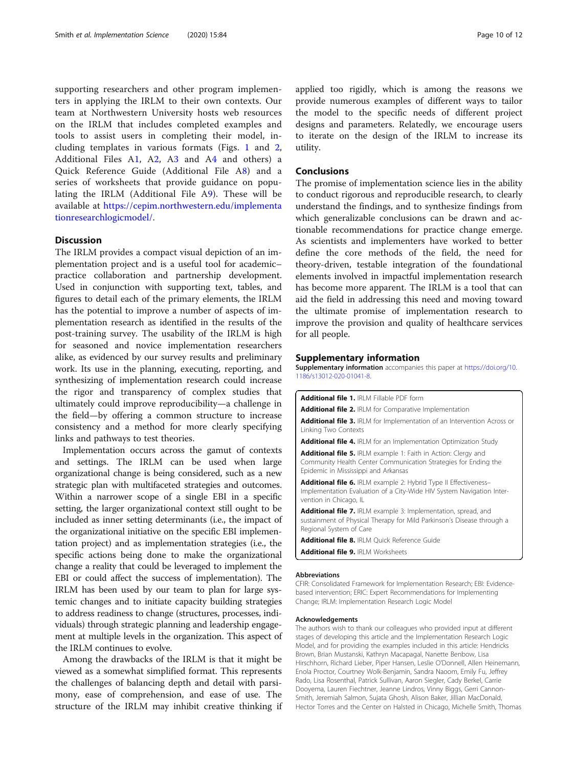supporting researchers and other program implementers in applying the IRLM to their own contexts. Our team at Northwestern University hosts web resources on the IRLM that includes completed examples and tools to assist users in completing their model, including templates in various formats (Figs. 1 and 2, Additional Files A1, A2, A3 and A4 and others) a Quick Reference Guide (Additional File A8) and a series of worksheets that provide guidance on populating the IRLM (Additional File A9). These will be available at https://cepim.northwestern.edu/implementationresearchlogicmodel/.

## Discussion

The IRLM provides a compact visual depiction of an implementation project and is a useful tool for academic–practice collaboration and partnership development. Used in conjunction with supporting text, tables, and figures to detail each of the primary elements, the IRLM has the potential to improve a number of aspects of implementation research as identified in the results of the post-training survey. The usability of the IRLM is high for seasoned and novice implementation researchers alike, as evidenced by our survey results and preliminary work. Its use in the planning, executing, reporting, and synthesizing of implementation research could increase the rigor and transparency of complex studies that ultimately could improve reproducibility—a challenge in the field—by offering a common structure to increase consistency and a method for more clearly specifying links and pathways to test theories.

Implementation occurs across the gamut of contexts and settings. The IRLM can be used when large organizational change is being considered, such as a new strategic plan with multifaceted strategies and outcomes. Within a narrower scope of a single EBI in a specific setting, the larger organizational context still ought to be included as inner setting determinants (i.e., the impact of the organizational initiative on the specific EBI implementation project) and as implementation strategies (i.e., the specific actions being done to make the organizational change a reality that could be leveraged to implement the EBI or could affect the success of implementation). The IRLM has been used by our team to plan for large systemic changes and to initiate capacity building strategies to address readiness to change (structures, processes, individuals) through strategic planning and leadership engagement at multiple levels in the organization. This aspect of the IRLM continues to evolve.

Among the drawbacks of the IRLM is that it might be viewed as a somewhat simplified format. This represents the challenges of balancing depth and detail with parsimony, ease of comprehension, and ease of use. The structure of the IRLM may inhibit creative thinking if applied too rigidly, which is among the reasons we provide numerous examples of different ways to tailor the model to the specific needs of different project designs and parameters. Relatedly, we encourage users to iterate on the design of the IRLM to increase its utility.

## Conclusions

The promise of implementation science lies in the ability to conduct rigorous and reproducible research, to clearly understand the findings, and to synthesize findings from which generalizable conclusions can be drawn and actionable recommendations for practice change emerge. As scientists and implementers have worked to better define the core methods of the field, the need for theory-driven, testable integration of the foundational elements involved in impactful implementation research has become more apparent. The IRLM is a tool that can aid the field in addressing this need and moving toward the ultimate promise of implementation research to improve the provision and quality of healthcare services for all people.

## Supplementary information

**Supplementary information** accompanies this paper at https://doi.org/10.1186/s13012-020-01041-8.

**Additional file 1.** IRLM Fillable PDF form

**Additional file 2.** IRLM for Comparative Implementation

**Additional file 3.** IRLM for Implementation of an Intervention Across or Linking Two Contexts

**Additional file 4.** IRLM for an Implementation Optimization Study

**Additional file 5.** IRLM example 1: Faith in Action: Clergy and Community Health Center Communication Strategies for Ending the Epidemic in Mississippi and Arkansas

**Additional file 6.** IRLM example 2: Hybrid Type II Effectiveness–Implementation Evaluation of a City-Wide HIV System Navigation Intervention in Chicago, IL

**Additional file 7.** IRLM example 3: Implementation, spread, and sustainment of Physical Therapy for Mild Parkinson's Disease through a Regional System of Care

**Additional file 8.** IRLM Quick Reference Guide

**Additional file 9.** IRLM Worksheets

### Abbreviations

CFIR: Consolidated Framework for Implementation Research; EBI: Evidence-based intervention; ERIC: Expert Recommendations for Implementing Change; IRLM: Implementation Research Logic Model

### Acknowledgements

The authors wish to thank our colleagues who provided input at different stages of developing this article and the Implementation Research Logic Model, and for providing the examples included in this article: Hendricks Brown, Brian Mustanski, Kathryn Macapagal, Nanette Benbow, Lisa Hirschhorn, Richard Lieber, Piper Hansen, Leslie O'Donnell, Allen Heinemann, Enola Proctor, Courtney Wolk-Benjamin, Sandra Naoom, Emily Fu, Jeffrey Rado, Lisa Rosenthal, Patrick Sullivan, Aaron Siegler, Cady Berkel, Carrie Dooyema, Lauren Fiechtner, Jeanne Lindros, Vinny Biggs, Gerri Cannon-Smith, Jeremiah Salmon, Sujata Ghosh, Alison Baker, Jillian MacDonald, Hector Torres and the Center on Halsted in Chicago, Michelle Smith, Thomas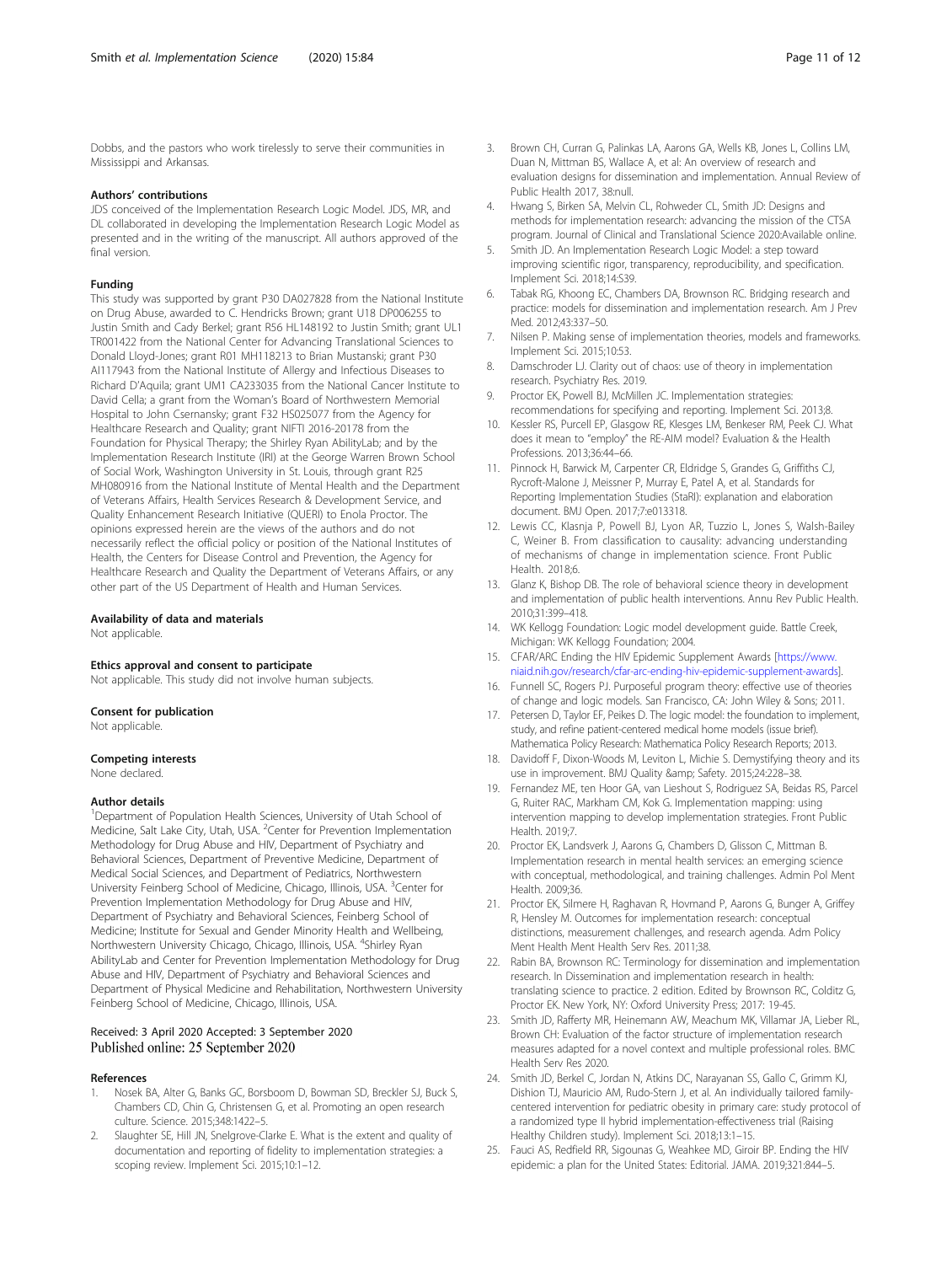Dobbs, and the pastors who work tirelessly to serve their communities in Mississippi and Arkansas.

### Authors' contributions

JDS conceived of the Implementation Research Logic Model. JDS, MR, and DL collaborated in developing the Implementation Research Logic Model as presented and in the writing of the manuscript. All authors approved of the final version.

### Funding

This study was supported by grant P30 DA027828 from the National Institute on Drug Abuse, awarded to C. Hendricks Brown; grant U18 DP006255 to Justin Smith and Cady Berkel; grant R56 HL148192 to Justin Smith; grant UL1 TR001422 from the National Center for Advancing Translational Sciences to Donald Lloyd-Jones; grant R01 MH118213 to Brian Mustanski; grant P30 AI117943 from the National Institute of Allergy and Infectious Diseases to Richard D'Aquila; grant UM1 CA233035 from the National Cancer Institute to David Cella; a grant from the Woman's Board of Northwestern Memorial Hospital to John Csernansky; grant F32 HS025077 from the Agency for Healthcare Research and Quality; grant NIFTI 2016-20178 from the Foundation for Physical Therapy; the Shirley Ryan AbilityLab; and by the Implementation Research Institute (IRI) at the George Warren Brown School of Social Work, Washington University in St. Louis, through grant R25 MH080916 from the National Institute of Mental Health and the Department of Veterans Affairs, Health Services Research & Development Service, and Quality Enhancement Research Initiative (QUERI) to Enola Proctor. The opinions expressed herein are the views of the authors and do not necessarily reflect the official policy or position of the National Institutes of Health, the Centers for Disease Control and Prevention, the Agency for Healthcare Research and Quality the Department of Veterans Affairs, or any other part of the US Department of Health and Human Services.

### Availability of data and materials

Not applicable.

### Ethics approval and consent to participate

Not applicable. This study did not involve human subjects.

### Consent for publication

Not applicable.

### Competing interests

None declared.

### Author details

[1]Department of Population Health Sciences, University of Utah School of Medicine, Salt Lake City, Utah, USA. [2]Center for Prevention Implementation Methodology for Drug Abuse and HIV, Department of Psychiatry and Behavioral Sciences, Department of Preventive Medicine, Department of Medical Social Sciences, and Department of Pediatrics, Northwestern University Feinberg School of Medicine, Chicago, Illinois, USA. [3]Center for Prevention Implementation Methodology for Drug Abuse and HIV, Department of Psychiatry and Behavioral Sciences, Feinberg School of Medicine; Institute for Sexual and Gender Minority Health and Wellbeing, Northwestern University Chicago, Chicago, Illinois, USA. [4]Shirley Ryan AbilityLab and Center for Prevention Implementation Methodology for Drug Abuse and HIV, Department of Psychiatry and Behavioral Sciences and Department of Physical Medicine and Rehabilitation, Northwestern University Feinberg School of Medicine, Chicago, Illinois, USA.

Received: 3 April 2020 Accepted: 3 September 2020
Published online: 25 September 2020

### References

1. Nosek BA, Alter G, Banks GC, Borsboom D, Bowman SD, Breckler SJ, Buck S, Chambers CD, Chin G, Christensen G, et al. Promoting an open research culture. Science. 2015;348:1422–5.
2. Slaughter SE, Hill JN, Snelgrove-Clarke E. What is the extent and quality of documentation and reporting of fidelity to implementation strategies: a scoping review. Implement Sci. 2015;10:1–12.
3. Brown CH, Curran G, Palinkas LA, Aarons GA, Wells KB, Jones L, Collins LM, Duan N, Mittman BS, Wallace A, et al: An overview of research and evaluation designs for dissemination and implementation. Annual Review of Public Health 2017, 38:null.
4. Hwang S, Birken SA, Melvin CL, Rohweder CL, Smith JD: Designs and methods for implementation research: advancing the mission of the CTSA program. Journal of Clinical and Translational Science 2020:Available online.
5. Smith JD. An Implementation Research Logic Model: a step toward improving scientific rigor, transparency, reproducibility, and specification. Implement Sci. 2018;14:S39.
6. Tabak RG, Khoong EC, Chambers DA, Brownson RC. Bridging research and practice: models for dissemination and implementation research. Am J Prev Med. 2012;43:337–50.
7. Nilsen P. Making sense of implementation theories, models and frameworks. Implement Sci. 2015;10:53.
8. Damschroder LJ. Clarity out of chaos: use of theory in implementation research. Psychiatry Res. 2019.
9. Proctor EK, Powell BJ, McMillen JC. Implementation strategies: recommendations for specifying and reporting. Implement Sci. 2013;8.
10. Kessler RS, Purcell EP, Glasgow RE, Klesges LM, Benkeser RM, Peek CJ. What does it mean to "employ" the RE-AIM model? Evaluation & the Health Professions. 2013;36:44–66.
11. Pinnock H, Barwick M, Carpenter CR, Eldridge S, Grandes G, Griffiths CJ, Rycroft-Malone J, Meissner P, Murray E, Patel A, et al. Standards for Reporting Implementation Studies (StaRI): explanation and elaboration document. BMJ Open. 2017;7:e013318.
12. Lewis CC, Klasnja P, Powell BJ, Lyon AR, Tuzzio L, Jones S, Walsh-Bailey C, Weiner B. From classification to causality: advancing understanding of mechanisms of change in implementation science. Front Public Health. 2018;6.
13. Glanz K, Bishop DB. The role of behavioral science theory in development and implementation of public health interventions. Annu Rev Public Health. 2010;31:399–418.
14. WK Kellogg Foundation: Logic model development guide. Battle Creek, Michigan: WK Kellogg Foundation; 2004.
15. CFAR/ARC Ending the HIV Epidemic Supplement Awards [https://www.niaid.nih.gov/research/cfar-arc-ending-hiv-epidemic-supplement-awards].
16. Funnell SC, Rogers PJ. Purposeful program theory: effective use of theories of change and logic models. San Francisco, CA: John Wiley & Sons; 2011.
17. Petersen D, Taylor EF, Peikes D. The logic model: the foundation to implement, study, and refine patient-centered medical home models (issue brief). Mathematica Policy Research: Mathematica Policy Research Reports; 2013.
18. Davidoff F, Dixon-Woods M, Leviton L, Michie S. Demystifying theory and its use in improvement. BMJ Quality &amp; Safety. 2015;24:228–38.
19. Fernandez ME, ten Hoor GA, van Lieshout S, Rodriguez SA, Beidas RS, Parcel G, Ruiter RAC, Markham CM, Kok G. Implementation mapping: using intervention mapping to develop implementation strategies. Front Public Health. 2019;7.
20. Proctor EK, Landsverk J, Aarons G, Chambers D, Glisson C, Mittman B. Implementation research in mental health services: an emerging science with conceptual, methodological, and training challenges. Admin Pol Ment Health. 2009;36.
21. Proctor EK, Silmere H, Raghavan R, Hovmand P, Aarons G, Bunger A, Griffey R, Hensley M. Outcomes for implementation research: conceptual distinctions, measurement challenges, and research agenda. Adm Policy Ment Health Ment Health Serv Res. 2011;38.
22. Rabin BA, Brownson RC: Terminology for dissemination and implementation research. In Dissemination and implementation research in health: translating science to practice. 2 edition. Edited by Brownson RC, Colditz G, Proctor EK. New York, NY: Oxford University Press; 2017: 19-45.
23. Smith JD, Rafferty MR, Heinemann AW, Meachum MK, Villamar JA, Lieber RL, Brown CH: Evaluation of the factor structure of implementation research measures adapted for a novel context and multiple professional roles. BMC Health Serv Res 2020.
24. Smith JD, Berkel C, Jordan N, Atkins DC, Narayanan SS, Gallo C, Grimm KJ, Dishion TJ, Mauricio AM, Rudo-Stern J, et al. An individually tailored family-centered intervention for pediatric obesity in primary care: study protocol of a randomized type II hybrid implementation-effectiveness trial (Raising Healthy Children study). Implement Sci. 2018;13:1–15.
25. Fauci AS, Redfield RR, Sigounas G, Weahkee MD, Giroir BP. Ending the HIV epidemic: a plan for the United States: Editorial. JAMA. 2019;321:844–5.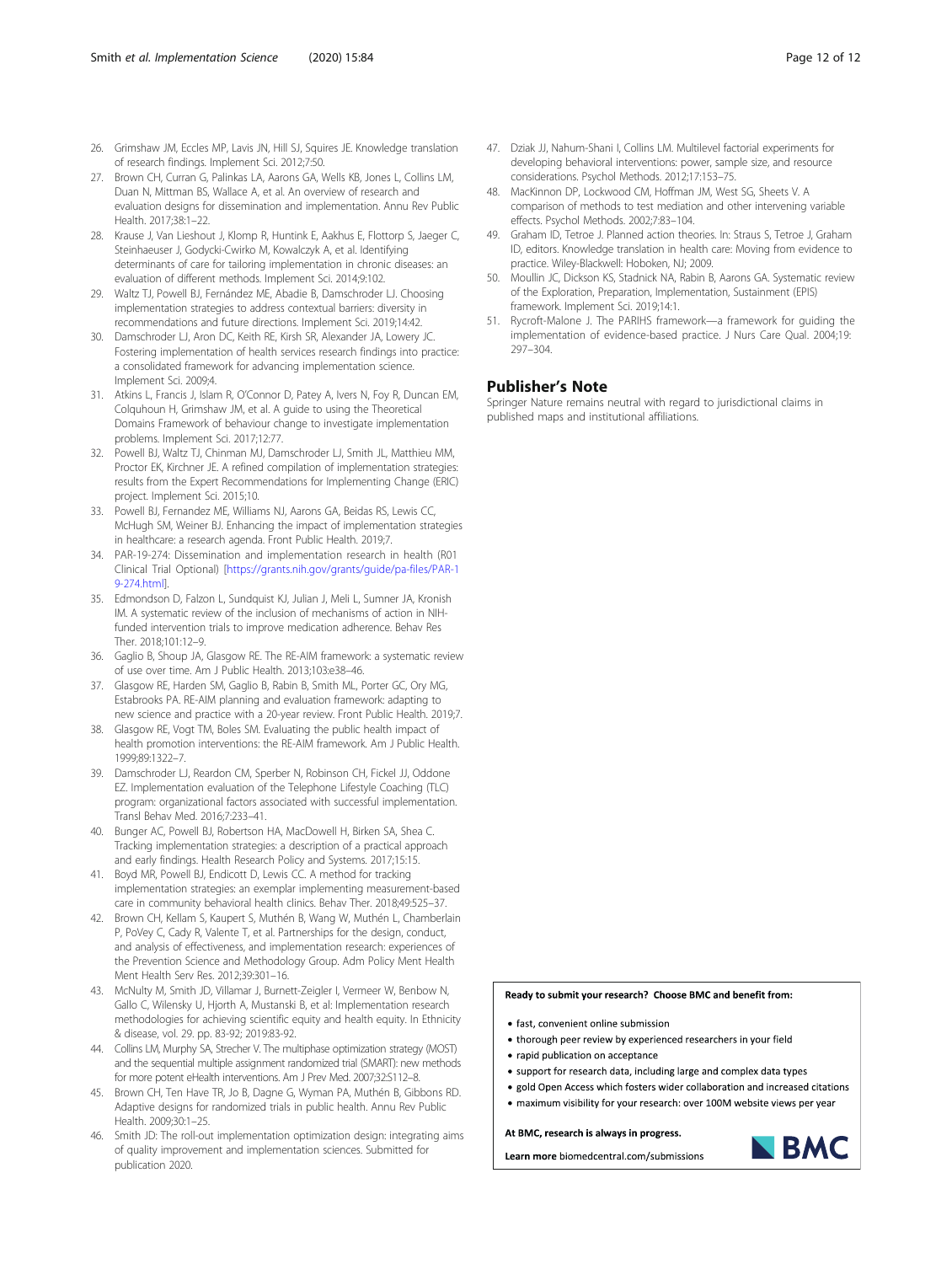26. Grimshaw JM, Eccles MP, Lavis JN, Hill SJ, Squires JE. Knowledge translation of research findings. Implement Sci. 2012;7:50.
27. Brown CH, Curran G, Palinkas LA, Aarons GA, Wells KB, Jones L, Collins LM, Duan N, Mittman BS, Wallace A, et al. An overview of research and evaluation designs for dissemination and implementation. Annu Rev Public Health. 2017;38:1–22.
28. Krause J, Van Lieshout J, Klomp R, Huntink E, Aakhus E, Flottorp S, Jaeger C, Steinhaeuser J, Godycki-Cwirko M, Kowalczyk A, et al. Identifying determinants of care for tailoring implementation in chronic diseases: an evaluation of different methods. Implement Sci. 2014;9:102.
29. Waltz TJ, Powell BJ, Fernández ME, Abadie B, Damschroder LJ. Choosing implementation strategies to address contextual barriers: diversity in recommendations and future directions. Implement Sci. 2019;14:42.
30. Damschroder LJ, Aron DC, Keith RE, Kirsh SR, Alexander JA, Lowery JC. Fostering implementation of health services research findings into practice: a consolidated framework for advancing implementation science. Implement Sci. 2009;4.
31. Atkins L, Francis J, Islam R, O'Connor D, Patey A, Ivers N, Foy R, Duncan EM, Colquhoun H, Grimshaw JM, et al. A guide to using the Theoretical Domains Framework of behaviour change to investigate implementation problems. Implement Sci. 2017;12:77.
32. Powell BJ, Waltz TJ, Chinman MJ, Damschroder LJ, Smith JL, Matthieu MM, Proctor EK, Kirchner JE. A refined compilation of implementation strategies: results from the Expert Recommendations for Implementing Change (ERIC) project. Implement Sci. 2015;10.
33. Powell BJ, Fernandez ME, Williams NJ, Aarons GA, Beidas RS, Lewis CC, McHugh SM, Weiner BJ. Enhancing the impact of implementation strategies in healthcare: a research agenda. Front Public Health. 2019;7.
34. PAR-19-274: Dissemination and implementation research in health (R01 Clinical Trial Optional) [https://grants.nih.gov/grants/guide/pa-files/PAR-19-274.html].
35. Edmondson D, Falzon L, Sundquist KJ, Julian J, Meli L, Sumner JA, Kronish IM. A systematic review of the inclusion of mechanisms of action in NIH-funded intervention trials to improve medication adherence. Behav Res Ther. 2018;101:12–9.
36. Gaglio B, Shoup JA, Glasgow RE. The RE-AIM framework: a systematic review of use over time. Am J Public Health. 2013;103:e38–46.
37. Glasgow RE, Harden SM, Gaglio B, Rabin B, Smith ML, Porter GC, Ory MG, Estabrooks PA. RE-AIM planning and evaluation framework: adapting to new science and practice with a 20-year review. Front Public Health. 2019;7.
38. Glasgow RE, Vogt TM, Boles SM. Evaluating the public health impact of health promotion interventions: the RE-AIM framework. Am J Public Health. 1999;89:1322–7.
39. Damschroder LJ, Reardon CM, Sperber N, Robinson CH, Fickel JJ, Oddone EZ. Implementation evaluation of the Telephone Lifestyle Coaching (TLC) program: organizational factors associated with successful implementation. Transl Behav Med. 2016;7:233–41.
40. Bunger AC, Powell BJ, Robertson HA, MacDowell H, Birken SA, Shea C. Tracking implementation strategies: a description of a practical approach and early findings. Health Research Policy and Systems. 2017;15:15.
41. Boyd MR, Powell BJ, Endicott D, Lewis CC. A method for tracking implementation strategies: an exemplar implementing measurement-based care in community behavioral health clinics. Behav Ther. 2018;49:525–37.
42. Brown CH, Kellam S, Kaupert S, Muthén B, Wang W, Muthén L, Chamberlain P, PoVey C, Cady R, Valente T, et al. Partnerships for the design, conduct, and analysis of effectiveness, and implementation research: experiences of the Prevention Science and Methodology Group. Adm Policy Ment Health Ment Health Serv Res. 2012;39:301–16.
43. McNulty M, Smith JD, Villamar J, Burnett-Zeigler I, Vermeer W, Benbow N, Gallo C, Wilensky U, Hjorth A, Mustanski B, et al: Implementation research methodologies for achieving scientific equity and health equity. In Ethnicity & disease, vol. 29. pp. 83-92; 2019:83-92.
44. Collins LM, Murphy SA, Strecher V. The multiphase optimization strategy (MOST) and the sequential multiple assignment randomized trial (SMART): new methods for more potent eHealth interventions. Am J Prev Med. 2007;32:S112–8.
45. Brown CH, Ten Have TR, Jo B, Dagne G, Wyman PA, Muthén B, Gibbons RD. Adaptive designs for randomized trials in public health. Annu Rev Public Health. 2009;30:1–25.
46. Smith JD: The roll-out implementation optimization design: integrating aims of quality improvement and implementation sciences. Submitted for publication 2020.
47. Dziak JJ, Nahum-Shani I, Collins LM. Multilevel factorial experiments for developing behavioral interventions: power, sample size, and resource considerations. Psychol Methods. 2012;17:153–75.
48. MacKinnon DP, Lockwood CM, Hoffman JM, West SG, Sheets V. A comparison of methods to test mediation and other intervening variable effects. Psychol Methods. 2002;7:83–104.
49. Graham ID, Tetroe J. Planned action theories. In: Straus S, Tetroe J, Graham ID, editors. Knowledge translation in health care: Moving from evidence to practice. Wiley-Blackwell: Hoboken, NJ; 2009.
50. Moullin JC, Dickson KS, Stadnick NA, Rabin B, Aarons GA. Systematic review of the Exploration, Preparation, Implementation, Sustainment (EPIS) framework. Implement Sci. 2019;14:1.
51. Rycroft-Malone J. The PARIHS framework—a framework for guiding the implementation of evidence-based practice. J Nurs Care Qual. 2004;19:297–304.

## Publisher's Note

Springer Nature remains neutral with regard to jurisdictional claims in published maps and institutional affiliations.

**Ready to submit your research? Choose BMC and benefit from:**

- fast, convenient online submission
- thorough peer review by experienced researchers in your field
- rapid publication on acceptance
- support for research data, including large and complex data types
- gold Open Access which fosters wider collaboration and increased citations
- maximum visibility for your research: over 100M website views per year

**At BMC, research is always in progress.**

**Learn more** biomedcentral.com/submissions

BMC